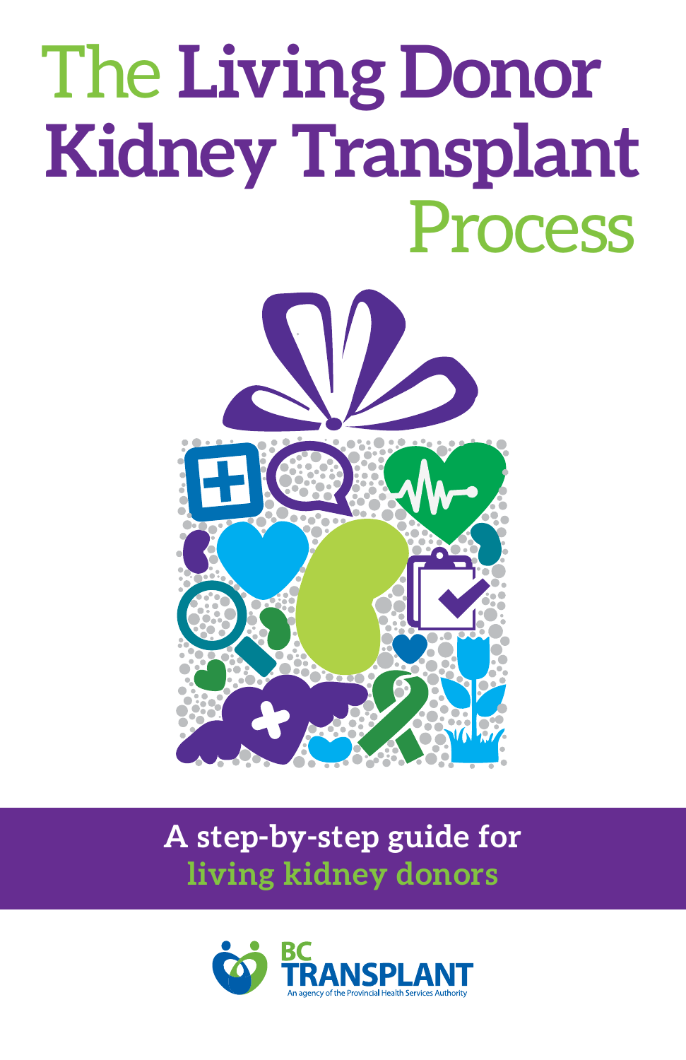# The Living Donor Kidney Transplant Process

**A step-by-step guide for living kidney donors**

BC TRANSPLANT

An agency of the Provincial Health Services Authority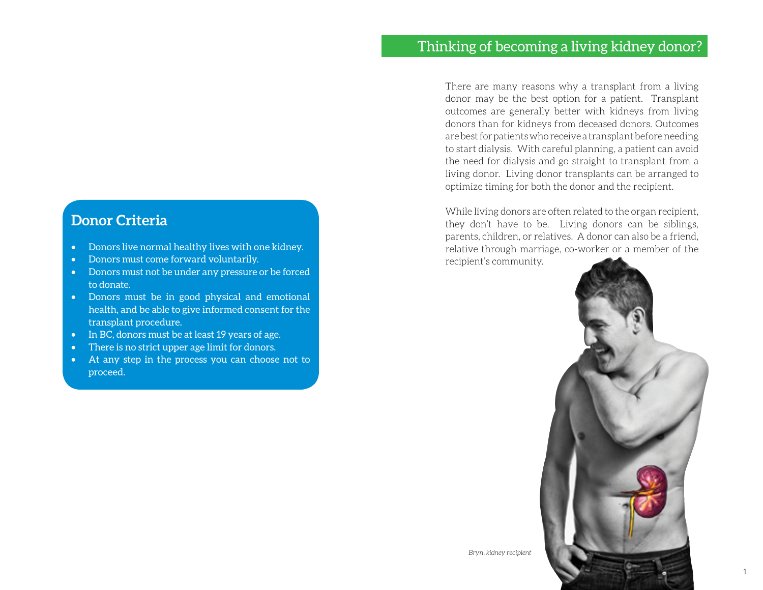## Thinking of becoming a living kidney donor?

There are many reasons why a transplant from a living donor may be the best option for a patient. Transplant outcomes are generally better with kidneys from living donors than for kidneys from deceased donors. Outcomes are best for patients who receive a transplant before needing to start dialysis. With careful planning, a patient can avoid the need for dialysis and go straight to transplant from a living donor. Living donor transplants can be arranged to optimize timing for both the donor and the recipient.

While living donors are often related to the organ recipient, they don't have to be. Living donors can be siblings, parents, children, or relatives. A donor can also be a friend, relative through marriage, co-worker or a member of the recipient's community.

### Donor Criteria

- Donors live normal healthy lives with one kidney.
- Donors must come forward voluntarily.
- Donors must not be under any pressure or be forced to donate.
- Donors must be in good physical and emotional health, and be able to give informed consent for the transplant procedure.
- In BC, donors must be at least 19 years of age.
- There is no strict upper age limit for donors.
- At any step in the process you can choose not to proceed.

*Bryn, kidney recipient*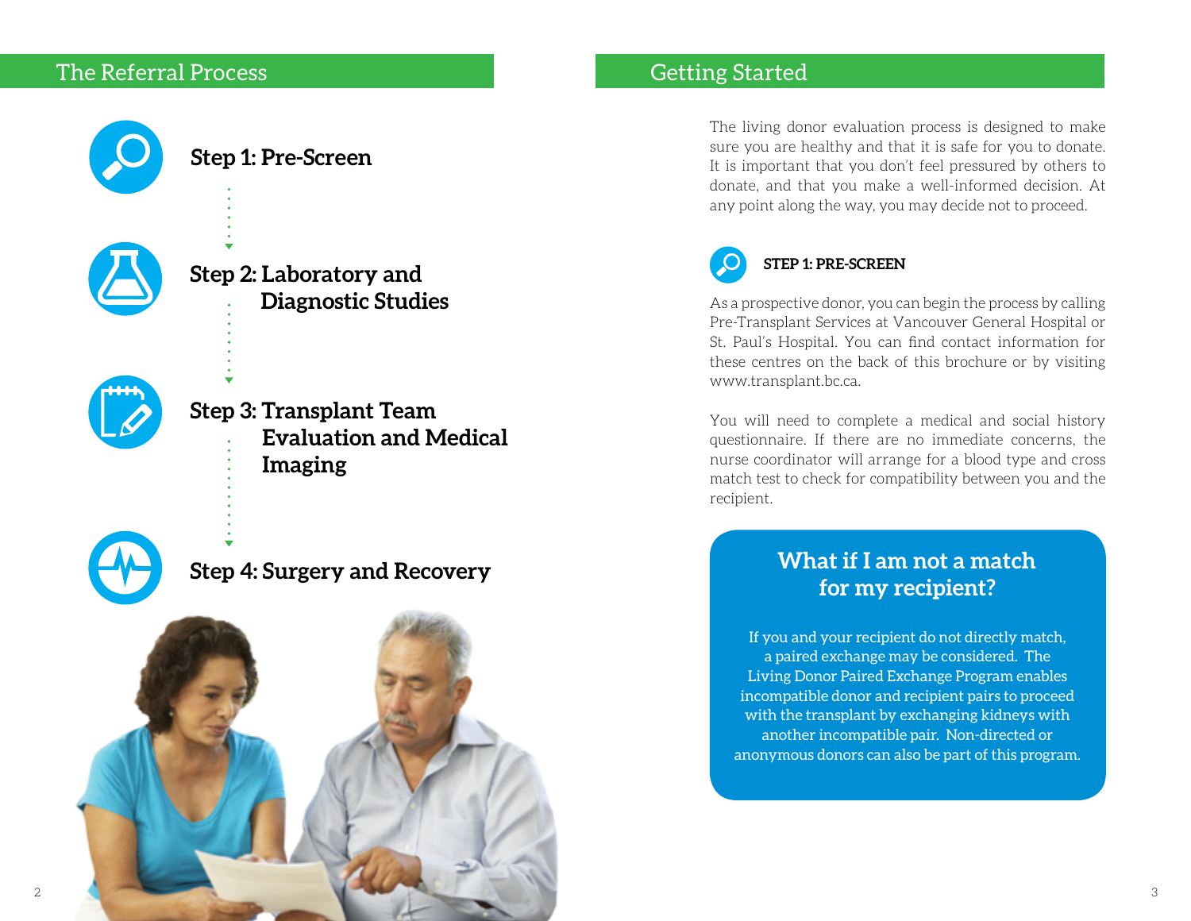## The Referral Process

**Step 1: Pre-Screen**

**Step 2: Laboratory and Diagnostic Studies**

**Step 3: Transplant Team Evaluation and Medical Imaging**

**Step 4: Surgery and Recovery**

## Getting Started

The living donor evaluation process is designed to make sure you are healthy and that it is safe for you to donate. It is important that you don't feel pressured by others to donate, and that you make a well-informed decision. At any point along the way, you may decide not to proceed.

### STEP 1: PRE-SCREEN

As a prospective donor, you can begin the process by calling Pre-Transplant Services at Vancouver General Hospital or St. Paul's Hospital. You can find contact information for these centres on the back of this brochure or by visiting www.transplant.bc.ca.

You will need to complete a medical and social history questionnaire. If there are no immediate concerns, the nurse coordinator will arrange for a blood type and cross match test to check for compatibility between you and the recipient.

### What if I am not a match for my recipient?

If you and your recipient do not directly match, a paired exchange may be considered. The Living Donor Paired Exchange Program enables incompatible donor and recipient pairs to proceed with the transplant by exchanging kidneys with another incompatible pair. Non-directed or anonymous donors can also be part of this program.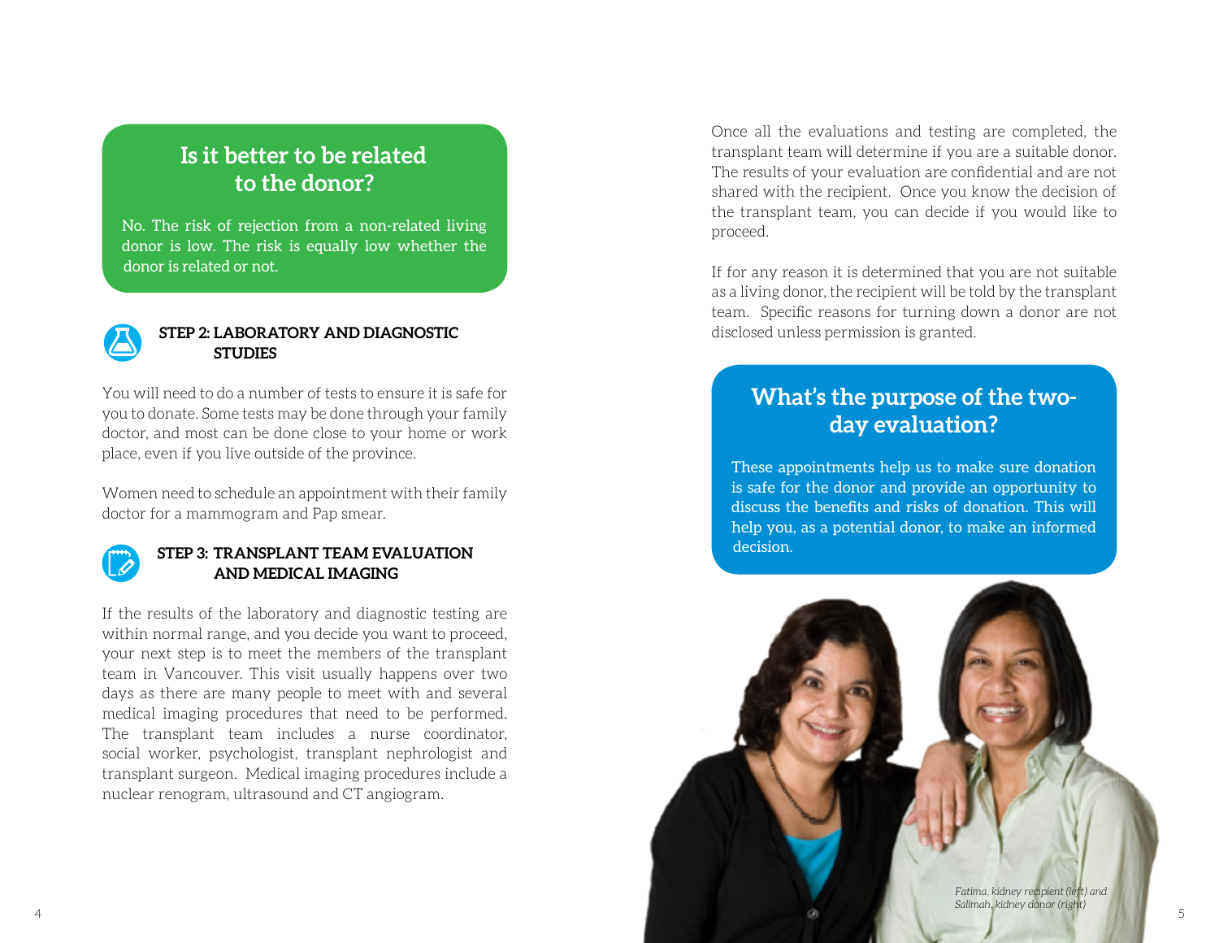## Is it better to be related to the donor?

No. The risk of rejection from a non-related living donor is low. The risk is equally low whether the donor is related or not.

### STEP 2: LABORATORY AND DIAGNOSTIC STUDIES

You will need to do a number of tests to ensure it is safe for you to donate. Some tests may be done through your family doctor, and most can be done close to your home or work place, even if you live outside of the province.

Women need to schedule an appointment with their family doctor for a mammogram and Pap smear.

### STEP 3: TRANSPLANT TEAM EVALUATION AND MEDICAL IMAGING

If the results of the laboratory and diagnostic testing are within normal range, and you decide you want to proceed, your next step is to meet the members of the transplant team in Vancouver. This visit usually happens over two days as there are many people to meet with and several medical imaging procedures that need to be performed. The transplant team includes a nurse coordinator, social worker, psychologist, transplant nephrologist and transplant surgeon. Medical imaging procedures include a nuclear renogram, ultrasound and CT angiogram.

Once all the evaluations and testing are completed, the transplant team will determine if you are a suitable donor. The results of your evaluation are confidential and are not shared with the recipient. Once you know the decision of the transplant team, you can decide if you would like to proceed.

If for any reason it is determined that you are not suitable as a living donor, the recipient will be told by the transplant team. Specific reasons for turning down a donor are not disclosed unless permission is granted.

## What's the purpose of the two-day evaluation?

These appointments help us to make sure donation is safe for the donor and provide an opportunity to discuss the benefits and risks of donation. This will help you, as a potential donor, to make an informed decision.

*Fatima, kidney recipient (left) and Salimah, kidney donor (right)*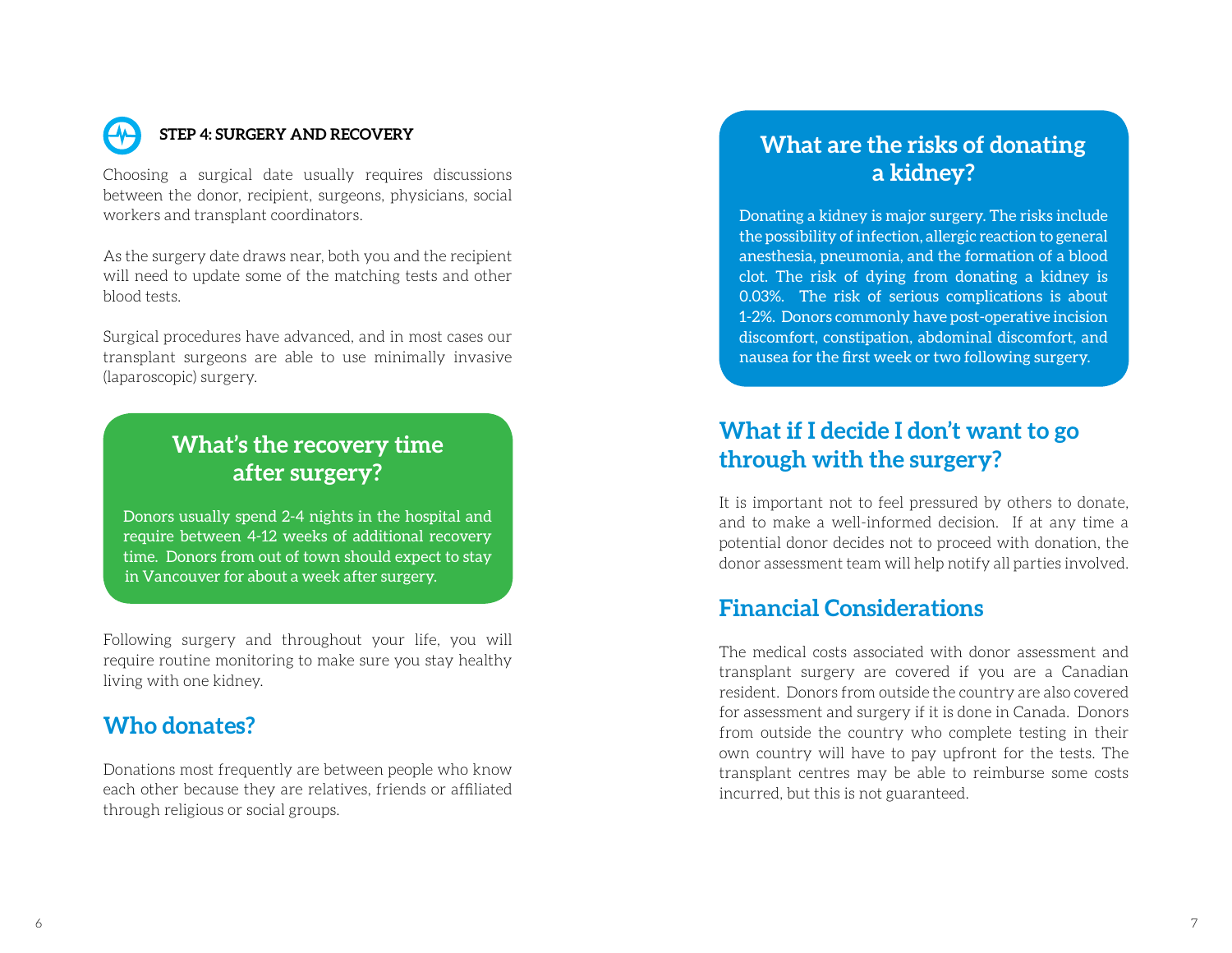### STEP 4: SURGERY AND RECOVERY

Choosing a surgical date usually requires discussions between the donor, recipient, surgeons, physicians, social workers and transplant coordinators.

As the surgery date draws near, both you and the recipient will need to update some of the matching tests and other blood tests.

Surgical procedures have advanced, and in most cases our transplant surgeons are able to use minimally invasive (laparoscopic) surgery.

## What's the recovery time after surgery?

Donors usually spend 2-4 nights in the hospital and require between 4-12 weeks of additional recovery time. Donors from out of town should expect to stay in Vancouver for about a week after surgery.

Following surgery and throughout your life, you will require routine monitoring to make sure you stay healthy living with one kidney.

## Who donates?

Donations most frequently are between people who know each other because they are relatives, friends or affiliated through religious or social groups.

## What are the risks of donating a kidney?

Donating a kidney is major surgery. The risks include the possibility of infection, allergic reaction to general anesthesia, pneumonia, and the formation of a blood clot. The risk of dying from donating a kidney is 0.03%. The risk of serious complications is about 1-2%. Donors commonly have post-operative incision discomfort, constipation, abdominal discomfort, and nausea for the first week or two following surgery.

## What if I decide I don't want to go through with the surgery?

It is important not to feel pressured by others to donate, and to make a well-informed decision. If at any time a potential donor decides not to proceed with donation, the donor assessment team will help notify all parties involved.

## Financial Considerations

The medical costs associated with donor assessment and transplant surgery are covered if you are a Canadian resident. Donors from outside the country are also covered for assessment and surgery if it is done in Canada. Donors from outside the country who complete testing in their own country will have to pay upfront for the tests. The transplant centres may be able to reimburse some costs incurred, but this is not guaranteed.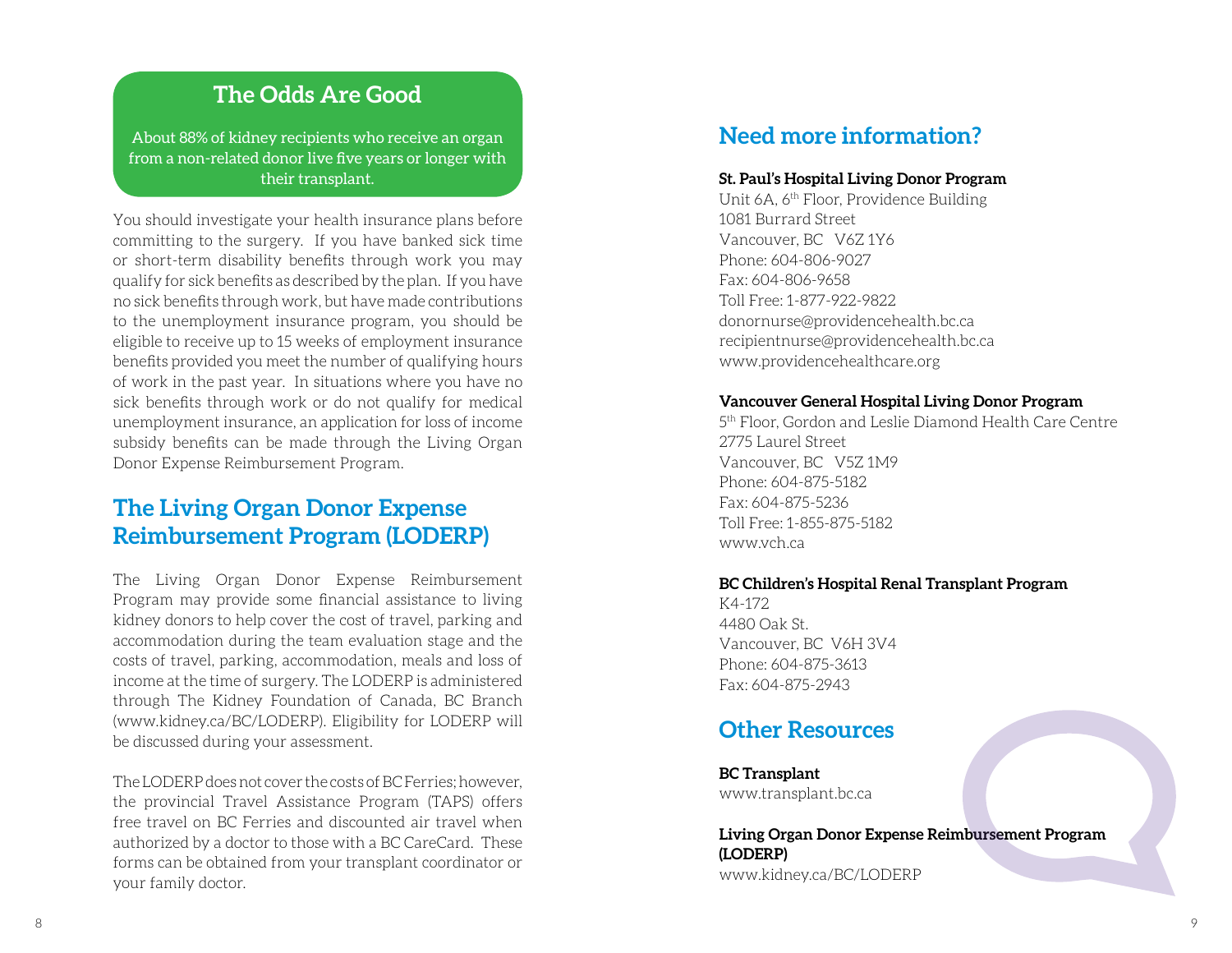## The Odds Are Good

About 88% of kidney recipients who receive an organ from a non-related donor live five years or longer with their transplant.

You should investigate your health insurance plans before committing to the surgery. If you have banked sick time or short-term disability benefits through work you may qualify for sick benefits as described by the plan. If you have no sick benefits through work, but have made contributions to the unemployment insurance program, you should be eligible to receive up to 15 weeks of employment insurance benefits provided you meet the number of qualifying hours of work in the past year. In situations where you have no sick benefits through work or do not qualify for medical unemployment insurance, an application for loss of income subsidy benefits can be made through the Living Organ Donor Expense Reimbursement Program.

## The Living Organ Donor Expense Reimbursement Program (LODERP)

The Living Organ Donor Expense Reimbursement Program may provide some financial assistance to living kidney donors to help cover the cost of travel, parking and accommodation during the team evaluation stage and the costs of travel, parking, accommodation, meals and loss of income at the time of surgery. The LODERP is administered through The Kidney Foundation of Canada, BC Branch (www.kidney.ca/BC/LODERP). Eligibility for LODERP will be discussed during your assessment.

The LODERP does not cover the costs of BC Ferries; however, the provincial Travel Assistance Program (TAPS) offers free travel on BC Ferries and discounted air travel when authorized by a doctor to those with a BC CareCard. These forms can be obtained from your transplant coordinator or your family doctor.

## Need more information?

**St. Paul's Hospital Living Donor Program**
Unit 6A, 6th Floor, Providence Building
1081 Burrard Street
Vancouver, BC V6Z 1Y6
Phone: 604-806-9027
Fax: 604-806-9658
Toll Free: 1-877-922-9822
donornurse@providencehealth.bc.ca
recipientnurse@providencehealth.bc.ca
www.providencehealthcare.org

**Vancouver General Hospital Living Donor Program**
5th Floor, Gordon and Leslie Diamond Health Care Centre
2775 Laurel Street
Vancouver, BC V5Z 1M9
Phone: 604-875-5182
Fax: 604-875-5236
Toll Free: 1-855-875-5182
www.vch.ca

**BC Children's Hospital Renal Transplant Program**
K4-172
4480 Oak St.
Vancouver, BC V6H 3V4
Phone: 604-875-3613
Fax: 604-875-2943

## Other Resources

**BC Transplant**
www.transplant.bc.ca

**Living Organ Donor Expense Reimbursement Program (LODERP)**
www.kidney.ca/BC/LODERP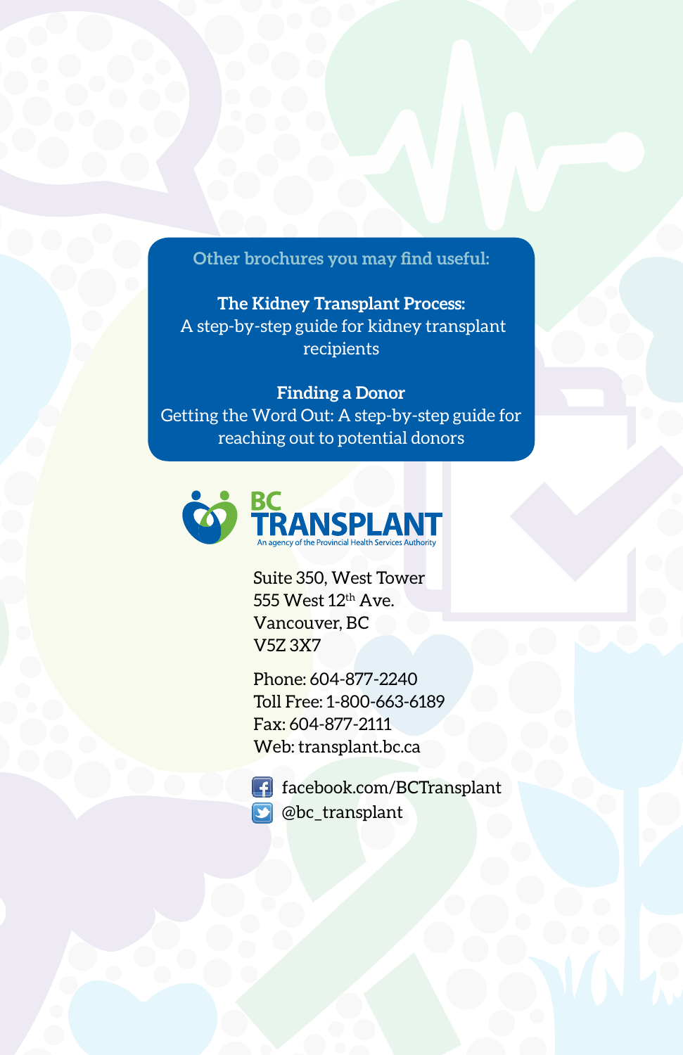**Other brochures you may find useful:**

**The Kidney Transplant Process:**
A step-by-step guide for kidney transplant recipients

**Finding a Donor**
Getting the Word Out: A step-by-step guide for reaching out to potential donors

BC TRANSPLANT
An agency of the Provincial Health Services Authority

Suite 350, West Tower
555 West 12th Ave.
Vancouver, BC
V5Z 3X7

Phone: 604-877-2240
Toll Free: 1-800-663-6189
Fax: 604-877-2111
Web: transplant.bc.ca

facebook.com/BCTransplant
@bc_transplant